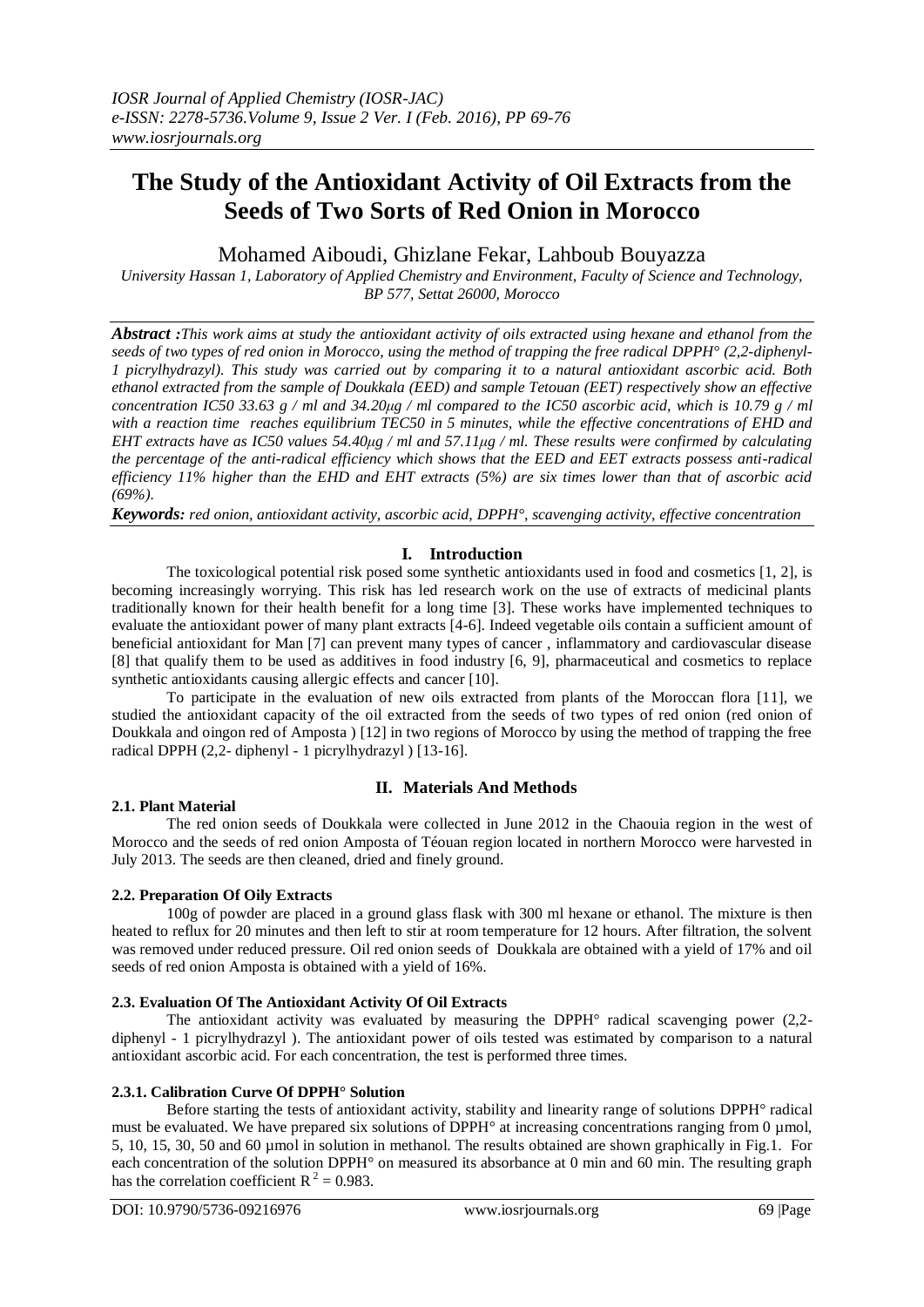# The Study of the Antioxidant Activity of Oil Extracts from the Seeds of Two Sorts of Red Onion in Morocco

Mohamed Aiboudi, Ghizlane Fekar, Lahboub Bouyazza

*University Hassan 1, Laboratory of Applied Chemistry and Environment, Faculty of Science and Technology, BP 577, Settat 26000, Morocco*

***Abstract :****This work aims at study the antioxidant activity of oils extracted using hexane and ethanol from the seeds of two types of red onion in Morocco, using the method of trapping the free radical DPPH° (2,2-diphenyl-1 picrylhydrazyl). This study was carried out by comparing it to a natural antioxidant ascorbic acid. Both ethanol extracted from the sample of Doukkala (EED) and sample Tetouan (EET) respectively show an effective concentration IC50 33.63 g / ml and 34.20μg / ml compared to the IC50 ascorbic acid, which is 10.79 g / ml with a reaction time reaches equilibrium TEC50 in 5 minutes, while the effective concentrations of EHD and EHT extracts have as IC50 values 54.40μg / ml and 57.11μg / ml. These results were confirmed by calculating the percentage of the anti-radical efficiency which shows that the EED and EET extracts possess anti-radical efficiency 11% higher than the EHD and EHT extracts (5%) are six times lower than that of ascorbic acid (69%).*

***Keywords:*** *red onion, antioxidant activity, ascorbic acid, DPPH°, scavenging activity, effective concentration*

## I. Introduction

The toxicological potential risk posed some synthetic antioxidants used in food and cosmetics [1, 2], is becoming increasingly worrying. This risk has led research work on the use of extracts of medicinal plants traditionally known for their health benefit for a long time [3]. These works have implemented techniques to evaluate the antioxidant power of many plant extracts [4-6]. Indeed vegetable oils contain a sufficient amount of beneficial antioxidant for Man [7] can prevent many types of cancer , inflammatory and cardiovascular disease [8] that qualify them to be used as additives in food industry [6, 9], pharmaceutical and cosmetics to replace synthetic antioxidants causing allergic effects and cancer [10].

To participate in the evaluation of new oils extracted from plants of the Moroccan flora [11], we studied the antioxidant capacity of the oil extracted from the seeds of two types of red onion (red onion of Doukkala and oingon red of Amposta ) [12] in two regions of Morocco by using the method of trapping the free radical DPPH (2,2- diphenyl - 1 picrylhydrazyl ) [13-16].

## II. Materials And Methods

### 2.1. Plant Material

The red onion seeds of Doukkala were collected in June 2012 in the Chaouia region in the west of Morocco and the seeds of red onion Amposta of Téouan region located in northern Morocco were harvested in July 2013. The seeds are then cleaned, dried and finely ground.

### 2.2. Preparation Of Oily Extracts

100g of powder are placed in a ground glass flask with 300 ml hexane or ethanol. The mixture is then heated to reflux for 20 minutes and then left to stir at room temperature for 12 hours. After filtration, the solvent was removed under reduced pressure. Oil red onion seeds of Doukkala are obtained with a yield of 17% and oil seeds of red onion Amposta is obtained with a yield of 16%.

### 2.3. Evaluation Of The Antioxidant Activity Of Oil Extracts

The antioxidant activity was evaluated by measuring the DPPH° radical scavenging power (2,2-diphenyl - 1 picrylhydrazyl ). The antioxidant power of oils tested was estimated by comparison to a natural antioxidant ascorbic acid. For each concentration, the test is performed three times.

#### 2.3.1. Calibration Curve Of DPPH° Solution

Before starting the tests of antioxidant activity, stability and linearity range of solutions DPPH° radical must be evaluated. We have prepared six solutions of DPPH° at increasing concentrations ranging from 0 µmol, 5, 10, 15, 30, 50 and 60 µmol in solution in methanol. The results obtained are shown graphically in Fig.1. For each concentration of the solution DPPH° on measured its absorbance at 0 min and 60 min. The resulting graph has the correlation coefficient $R^2 = 0.983$.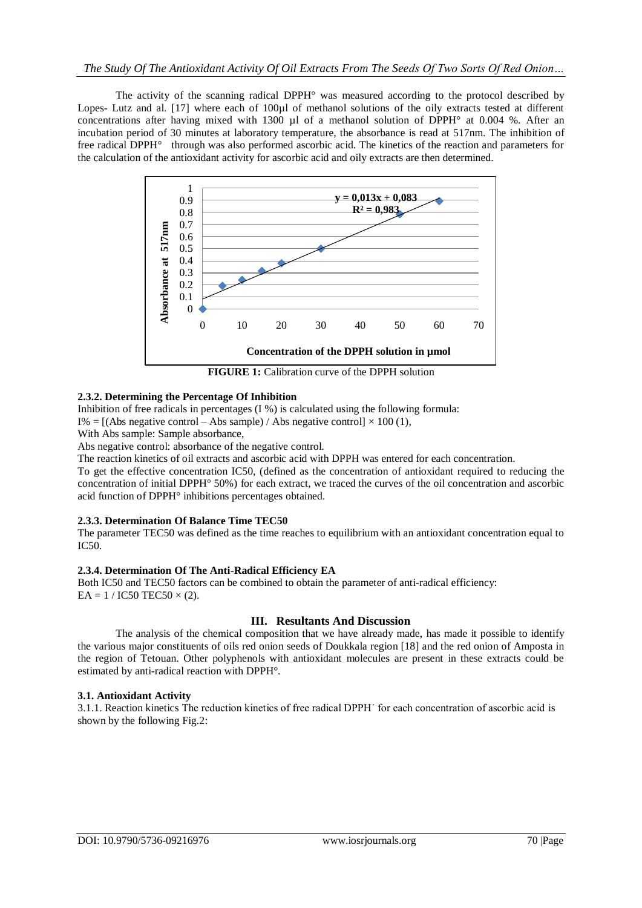The activity of the scanning radical DPPH° was measured according to the protocol described by Lopes- Lutz and al. [17] where each of 100µl of methanol solutions of the oily extracts tested at different concentrations after having mixed with 1300 µl of a methanol solution of DPPH° at 0.004 %. After an incubation period of 30 minutes at laboratory temperature, the absorbance is read at 517nm. The inhibition of free radical DPPH° through was also performed ascorbic acid. The kinetics of the reaction and parameters for the calculation of the antioxidant activity for ascorbic acid and oily extracts are then determined.

**FIGURE 1:** Calibration curve of the DPPH solution

#### 2.3.2. Determining the Percentage Of Inhibition

Inhibition of free radicals in percentages (I %) is calculated using the following formula:

$I\% = [(\text{Abs negative control} - \text{Abs sample}) / \text{Abs negative control}] \times 100$ (1),

With Abs sample: Sample absorbance,

Abs negative control: absorbance of the negative control.

The reaction kinetics of oil extracts and ascorbic acid with DPPH was entered for each concentration.

To get the effective concentration IC50, (defined as the concentration of antioxidant required to reducing the concentration of initial DPPH° 50%) for each extract, we traced the curves of the oil concentration and ascorbic acid function of DPPH° inhibitions percentages obtained.

#### 2.3.3. Determination Of Balance Time TEC50

The parameter TEC50 was defined as the time reaches to equilibrium with an antioxidant concentration equal to IC50.

#### 2.3.4. Determination Of The Anti-Radical Efficiency EA

Both IC50 and TEC50 factors can be combined to obtain the parameter of anti-radical efficiency:

$EA = 1 / IC50\ TEC50 \times$ (2).

## III. Resultants And Discussion

The analysis of the chemical composition that we have already made, has made it possible to identify the various major constituents of oils red onion seeds of Doukkala region [18] and the red onion of Amposta in the region of Tetouan. Other polyphenols with antioxidant molecules are present in these extracts could be estimated by anti-radical reaction with DPPH°.

### 3.1. Antioxidant Activity

3.1.1. Reaction kinetics The reduction kinetics of free radical DPPH˙ for each concentration of ascorbic acid is shown by the following Fig.2: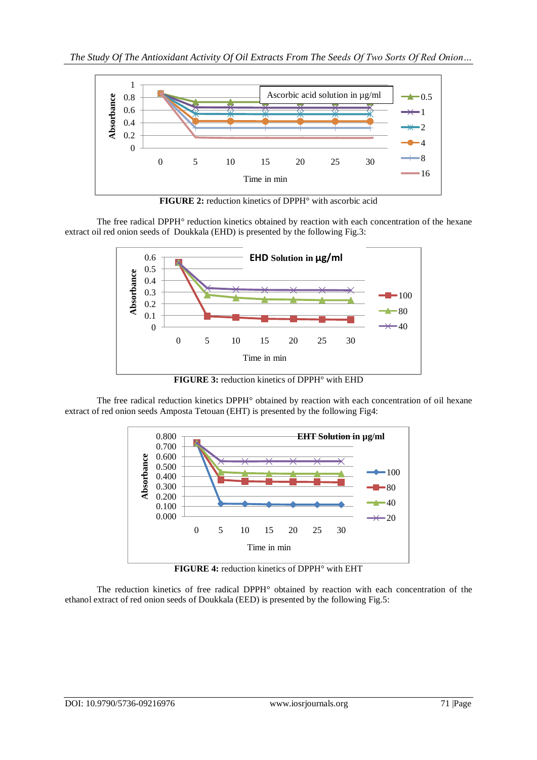**FIGURE 2:** reduction kinetics of DPPH° with ascorbic acid

The free radical DPPH° reduction kinetics obtained by reaction with each concentration of the hexane extract oil red onion seeds of Doukkala (EHD) is presented by the following Fig.3:

**FIGURE 3:** reduction kinetics of DPPH° with EHD

The free radical reduction kinetics DPPH° obtained by reaction with each concentration of oil hexane extract of red onion seeds Amposta Tetouan (EHT) is presented by the following Fig4:

**FIGURE 4:** reduction kinetics of DPPH° with EHT

The reduction kinetics of free radical DPPH° obtained by reaction with each concentration of the ethanol extract of red onion seeds of Doukkala (EED) is presented by the following Fig.5: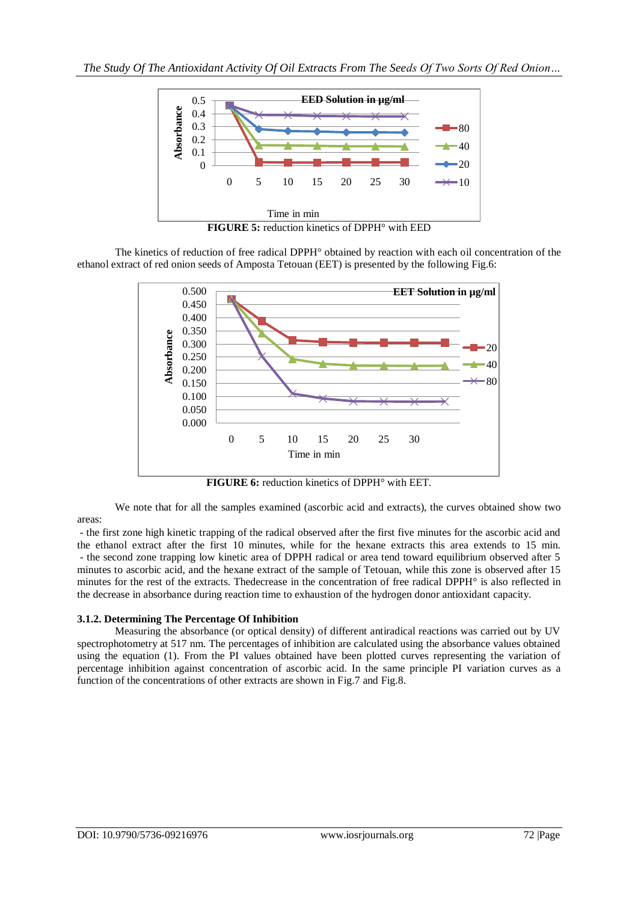FIGURE 5: reduction kinetics of DPPH° with EED

The kinetics of reduction of free radical DPPH° obtained by reaction with each oil concentration of the ethanol extract of red onion seeds of Amposta Tetouan (EET) is presented by the following Fig.6:

FIGURE 6: reduction kinetics of DPPH° with EET.

We note that for all the samples examined (ascorbic acid and extracts), the curves obtained show two areas:

- the first zone high kinetic trapping of the radical observed after the first five minutes for the ascorbic acid and the ethanol extract after the first 10 minutes, while for the hexane extracts this area extends to 15 min.
- the second zone trapping low kinetic area of DPPH radical or area tend toward equilibrium observed after 5 minutes to ascorbic acid, and the hexane extract of the sample of Tetouan, while this zone is observed after 15 minutes for the rest of the extracts. Thedecrease in the concentration of free radical DPPH° is also reflected in the decrease in absorbance during reaction time to exhaustion of the hydrogen donor antioxidant capacity.

### 3.1.2. Determining The Percentage Of Inhibition

Measuring the absorbance (or optical density) of different antiradical reactions was carried out by UV spectrophotometry at 517 nm. The percentages of inhibition are calculated using the absorbance values obtained using the equation (1). From the PI values obtained have been plotted curves representing the variation of percentage inhibition against concentration of ascorbic acid. In the same principle PI variation curves as a function of the concentrations of other extracts are shown in Fig.7 and Fig.8.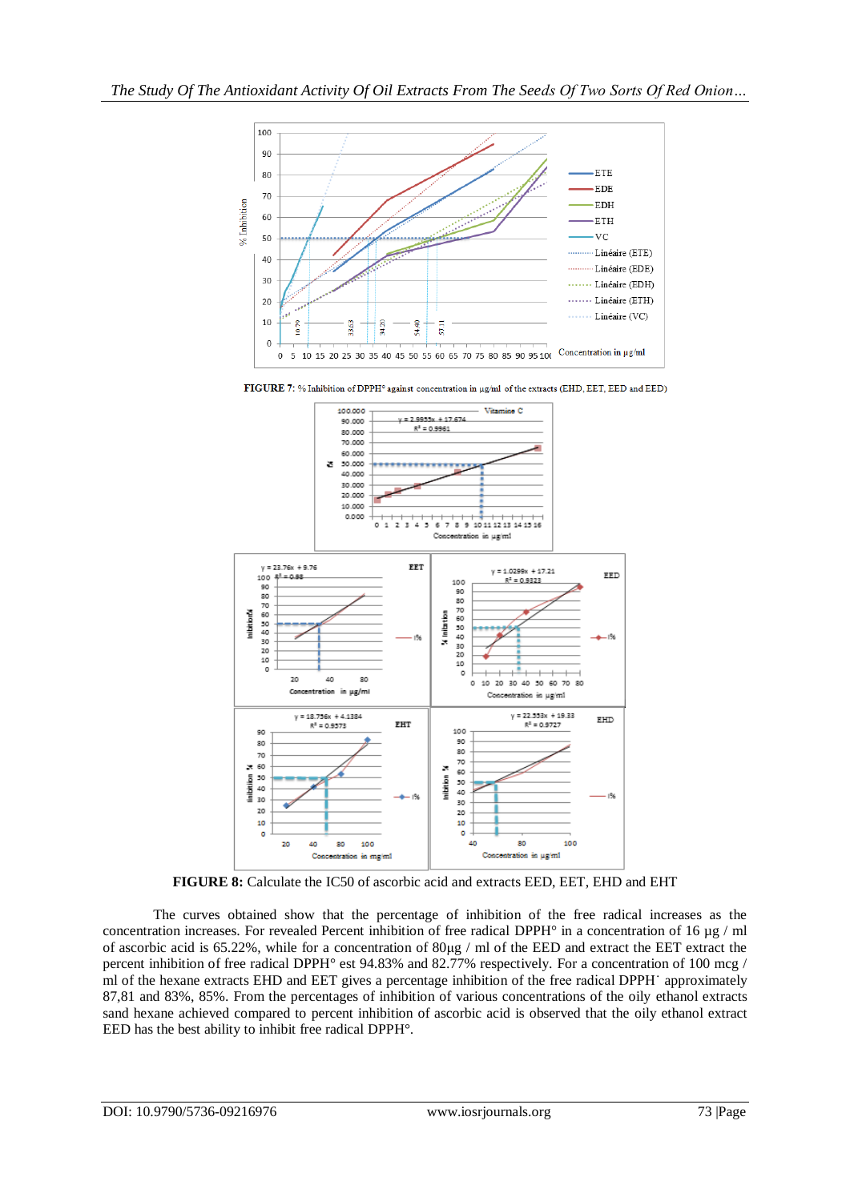**FIGURE 7:** % Inhibition of DPPH° against concentration in µg/ml of the extracts (EHD, EET, EED and EED)

**FIGURE 8:** Calculate the IC50 of ascorbic acid and extracts EED, EET, EHD and EHT

The curves obtained show that the percentage of inhibition of the free radical increases as the concentration increases. For revealed Percent inhibition of free radical DPPH° in a concentration of 16 µg / ml of ascorbic acid is 65.22%, while for a concentration of 80µg / ml of the EED and extract the EET extract the percent inhibition of free radical DPPH° est 94.83% and 82.77% respectively. For a concentration of 100 mcg / ml of the hexane extracts EHD and EET gives a percentage inhibition of the free radical DPPH˙ approximately 87,81 and 83%, 85%. From the percentages of inhibition of various concentrations of the oily ethanol extracts sand hexane achieved compared to percent inhibition of ascorbic acid is observed that the oily ethanol extract EED has the best ability to inhibit free radical DPPH°.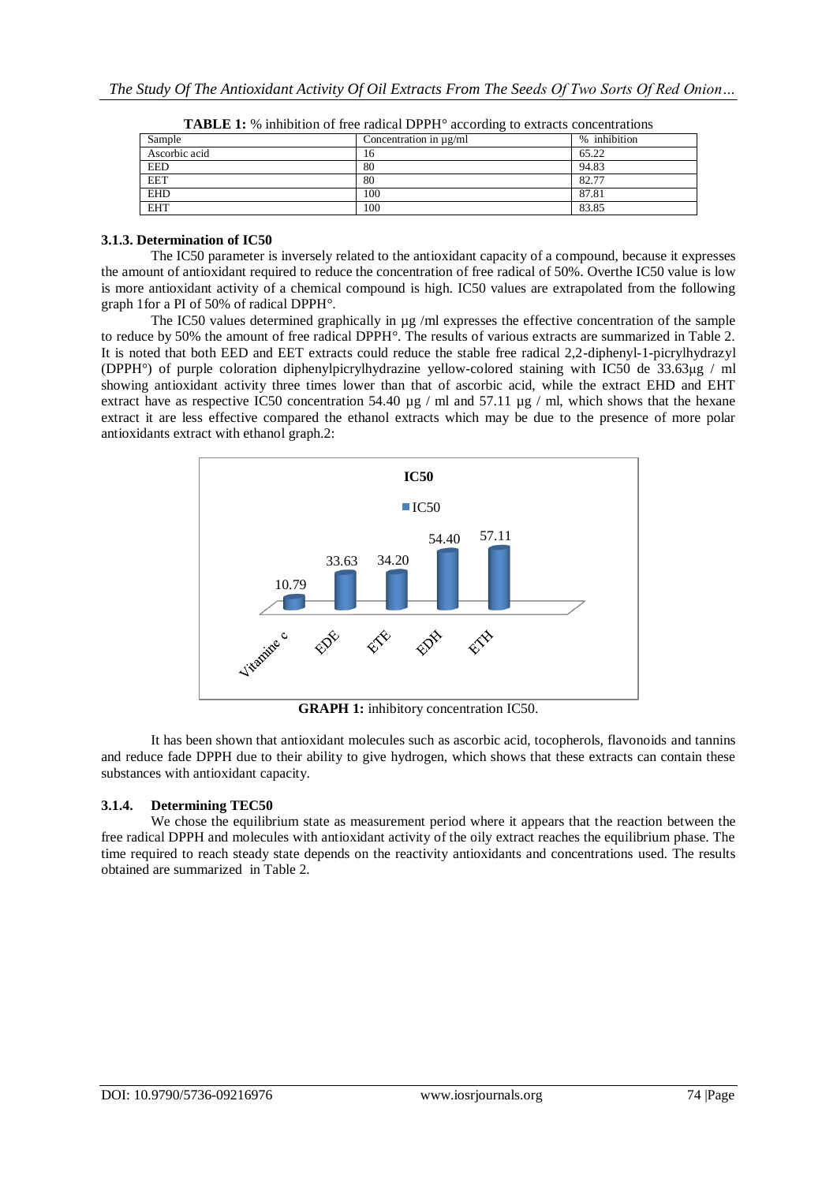**TABLE 1:** % inhibition of free radical DPPH° according to extracts concentrations

| Sample | Concentration in µg/ml | % inhibition |
|---|---|---|
| Ascorbic acid | 16 | 65.22 |
| EED | 80 | 94.83 |
| EET | 80 | 82.77 |
| EHD | 100 | 87.81 |
| EHT | 100 | 83.85 |

### 3.1.3. Determination of IC50

The IC50 parameter is inversely related to the antioxidant capacity of a compound, because it expresses the amount of antioxidant required to reduce the concentration of free radical of 50%. Overthe IC50 value is low is more antioxidant activity of a chemical compound is high. IC50 values are extrapolated from the following graph 1for a PI of 50% of radical DPPH°.

The IC50 values determined graphically in µg /ml expresses the effective concentration of the sample to reduce by 50% the amount of free radical DPPH°. The results of various extracts are summarized in Table 2. It is noted that both EED and EET extracts could reduce the stable free radical 2,2-diphenyl-1-picrylhydrazyl (DPPH°) of purple coloration diphenylpicrylhydrazine yellow-colored staining with IC50 de 33.63µg / ml showing antioxidant activity three times lower than that of ascorbic acid, while the extract EHD and EHT extract have as respective IC50 concentration 54.40 µg / ml and 57.11 µg / ml, which shows that the hexane extract it are less effective compared the ethanol extracts which may be due to the presence of more polar antioxidants extract with ethanol graph.2:

**IC50**

| | IC50 |
|---|---|
| Vitamine c | 10.79 |
| EDE | 33.63 |
| ETE | 34.20 |
| EDH | 54.40 |
| ETH | 57.11 |

**GRAPH 1:** inhibitory concentration IC50.

It has been shown that antioxidant molecules such as ascorbic acid, tocopherols, flavonoids and tannins and reduce fade DPPH due to their ability to give hydrogen, which shows that these extracts can contain these substances with antioxidant capacity.

### 3.1.4. Determining TEC50

We chose the equilibrium state as measurement period where it appears that the reaction between the free radical DPPH and molecules with antioxidant activity of the oily extract reaches the equilibrium phase. The time required to reach steady state depends on the reactivity antioxidants and concentrations used. The results obtained are summarized in Table 2.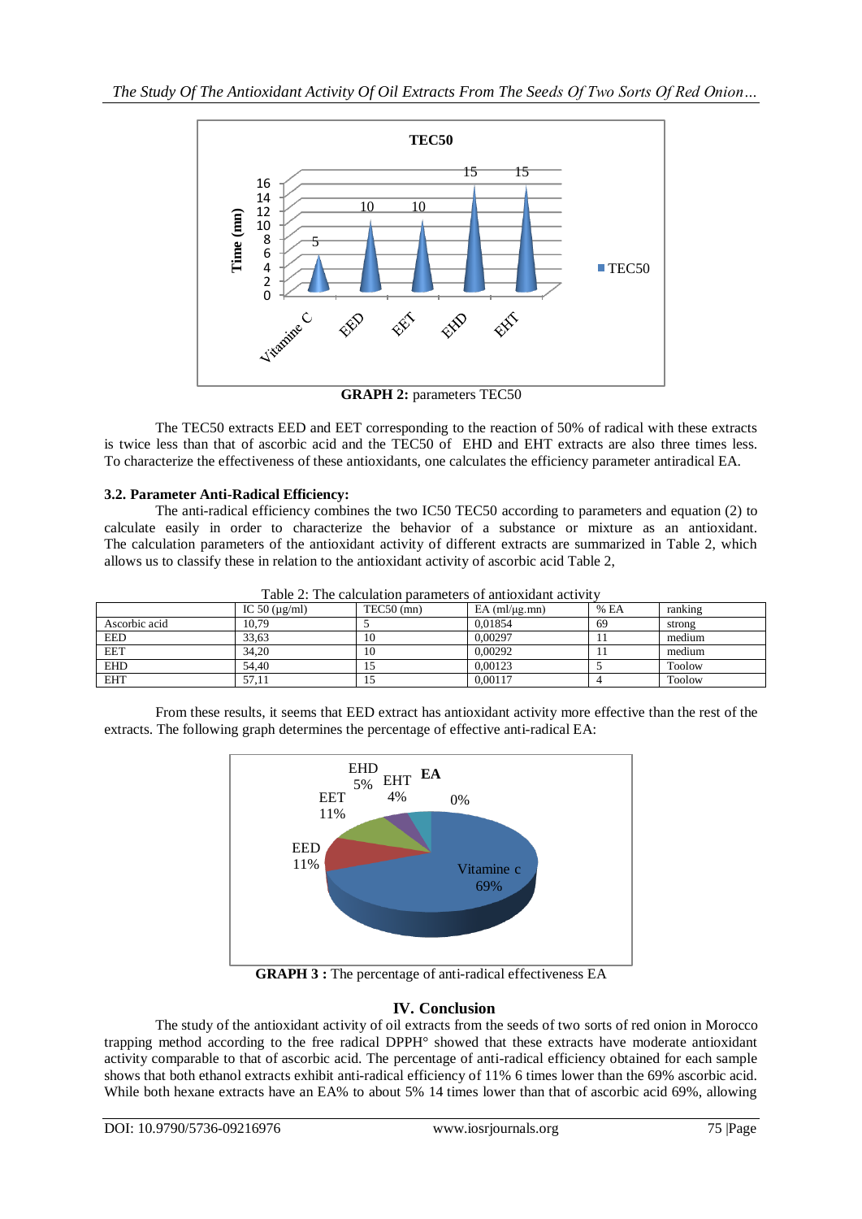**GRAPH 2:** parameters TEC50

The TEC50 extracts EED and EET corresponding to the reaction of 50% of radical with these extracts is twice less than that of ascorbic acid and the TEC50 of EHD and EHT extracts are also three times less. To characterize the effectiveness of these antioxidants, one calculates the efficiency parameter antiradical EA.

### 3.2. Parameter Anti-Radical Efficiency:

The anti-radical efficiency combines the two IC50 TEC50 according to parameters and equation (2) to calculate easily in order to characterize the behavior of a substance or mixture as an antioxidant. The calculation parameters of the antioxidant activity of different extracts are summarized in Table 2, which allows us to classify these in relation to the antioxidant activity of ascorbic acid Table 2,

Table 2: The calculation parameters of antioxidant activity

| | IC 50 (µg/ml) | TEC50 (mn) | EA (ml/µg.mn) | % EA | ranking |
|---|---|---|---|---|---|
| Ascorbic acid | 10,79 | 5 | 0,01854 | 69 | strong |
| EED | 33,63 | 10 | 0,00297 | 11 | medium |
| EET | 34,20 | 10 | 0,00292 | 11 | medium |
| EHD | 54,40 | 15 | 0,00123 | 5 | Toolow |
| EHT | 57,11 | 15 | 0,00117 | 4 | Toolow |

From these results, it seems that EED extract has antioxidant activity more effective than the rest of the extracts. The following graph determines the percentage of effective anti-radical EA:

**GRAPH 3 :** The percentage of anti-radical effectiveness EA

## IV. Conclusion

The study of the antioxidant activity of oil extracts from the seeds of two sorts of red onion in Morocco trapping method according to the free radical DPPH° showed that these extracts have moderate antioxidant activity comparable to that of ascorbic acid. The percentage of anti-radical efficiency obtained for each sample shows that both ethanol extracts exhibit anti-radical efficiency of 11% 6 times lower than the 69% ascorbic acid. While both hexane extracts have an EA% to about 5% 14 times lower than that of ascorbic acid 69%, allowing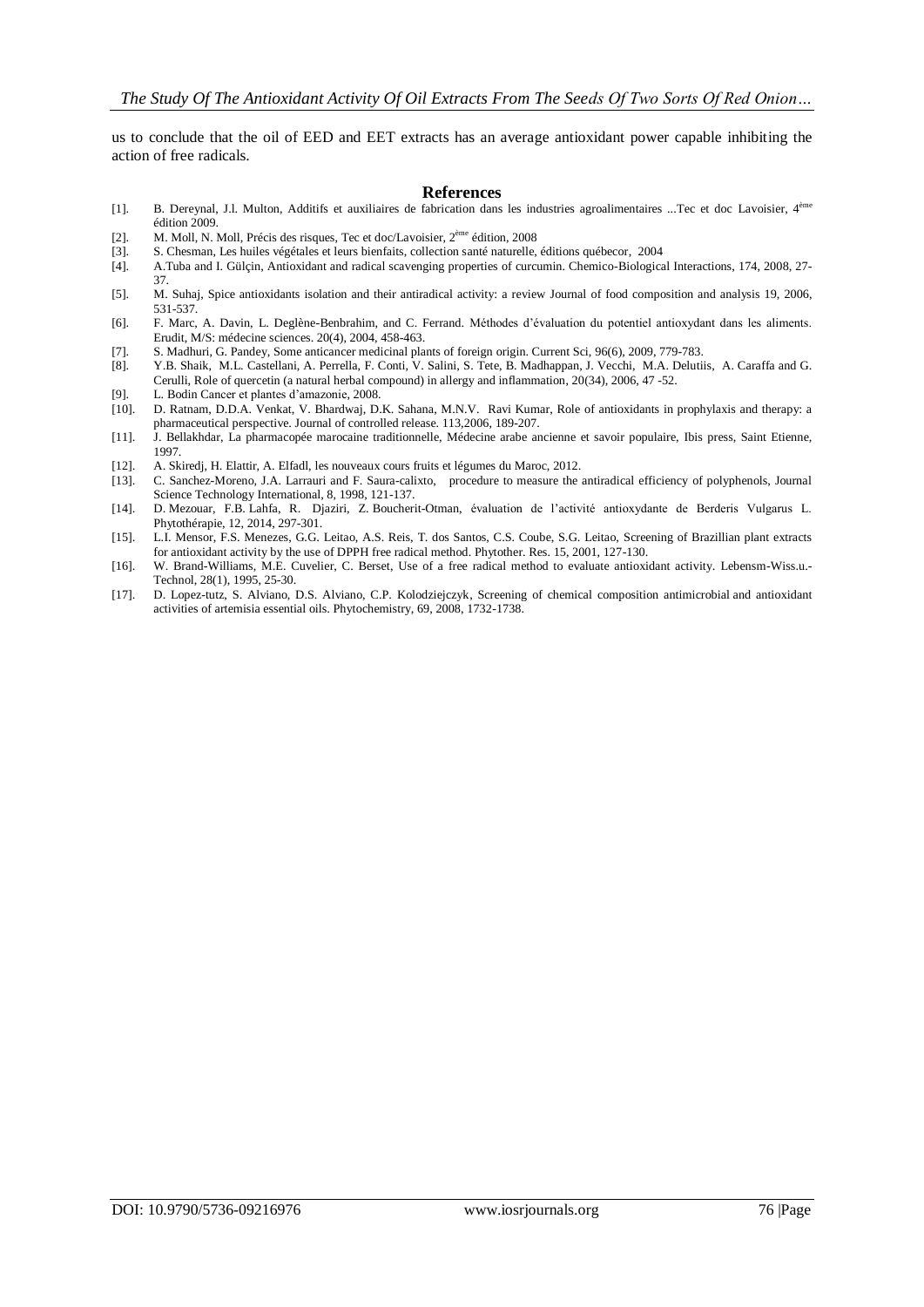us to conclude that the oil of EED and EET extracts has an average antioxidant power capable inhibiting the action of free radicals.

## References

[1]. B. Dereynal, J.l. Multon, Additifs et auxiliaires de fabrication dans les industries agroalimentaires ...Tec et doc Lavoisier, 4ème édition 2009.

[2]. M. Moll, N. Moll, Précis des risques, Tec et doc/Lavoisier, 2ème édition, 2008

[3]. S. Chesman, Les huiles végétales et leurs bienfaits, collection santé naturelle, éditions québecor, 2004

[4]. A.Tuba and I. Gülçin, Antioxidant and radical scavenging properties of curcumin. Chemico-Biological Interactions, 174, 2008, 27-37.

[5]. M. Suhaj, Spice antioxidants isolation and their antiradical activity: a review Journal of food composition and analysis 19, 2006, 531-537.

[6]. F. Marc, A. Davin, L. Deglène-Benbrahim, and C. Ferrand. Méthodes d'évaluation du potentiel antioxydant dans les aliments. Erudit, M/S: médecine sciences. 20(4), 2004, 458-463.

[7]. S. Madhuri, G. Pandey, Some anticancer medicinal plants of foreign origin. Current Sci, 96(6), 2009, 779-783.

[8]. Y.B. Shaik, M.L. Castellani, A. Perrella, F. Conti, V. Salini, S. Tete, B. Madhappan, J. Vecchi, M.A. Delutiis, A. Caraffa and G. Cerulli, Role of quercetin (a natural herbal compound) in allergy and inflammation, 20(34), 2006, 47 -52.

[9]. L. Bodin Cancer et plantes d'amazonie, 2008.

[10]. D. Ratnam, D.D.A. Venkat, V. Bhardwaj, D.K. Sahana, M.N.V. Ravi Kumar, Role of antioxidants in prophylaxis and therapy: a pharmaceutical perspective. Journal of controlled release. 113,2006, 189-207.

[11]. J. Bellakhdar, La pharmacopée marocaine traditionnelle, Médecine arabe ancienne et savoir populaire, Ibis press, Saint Etienne, 1997.

[12]. A. Skiredj, H. Elattir, A. Elfadl, les nouveaux cours fruits et légumes du Maroc, 2012.

[13]. C. Sanchez-Moreno, J.A. Larrauri and F. Saura-calixto, procedure to measure the antiradical efficiency of polyphenols, Journal Science Technology International, 8, 1998, 121-137.

[14]. D. Mezouar, F.B. Lahfa, R. Djaziri, Z. Boucherit-Otman, évaluation de l'activité antioxydante de Berderis Vulgarus L. Phytothérapie, 12, 2014, 297-301.

[15]. L.I. Mensor, F.S. Menezes, G.G. Leitao, A.S. Reis, T. dos Santos, C.S. Coube, S.G. Leitao, Screening of Brazillian plant extracts for antioxidant activity by the use of DPPH free radical method. Phytother. Res. 15, 2001, 127-130.

[16]. W. Brand-Williams, M.E. Cuvelier, C. Berset, Use of a free radical method to evaluate antioxidant activity. Lebensm-Wiss.u.-Technol, 28(1), 1995, 25-30.

[17]. D. Lopez-tutz, S. Alviano, D.S. Alviano, C.P. Kolodziejczyk, Screening of chemical composition antimicrobial and antioxidant activities of artemisia essential oils. Phytochemistry, 69, 2008, 1732-1738.